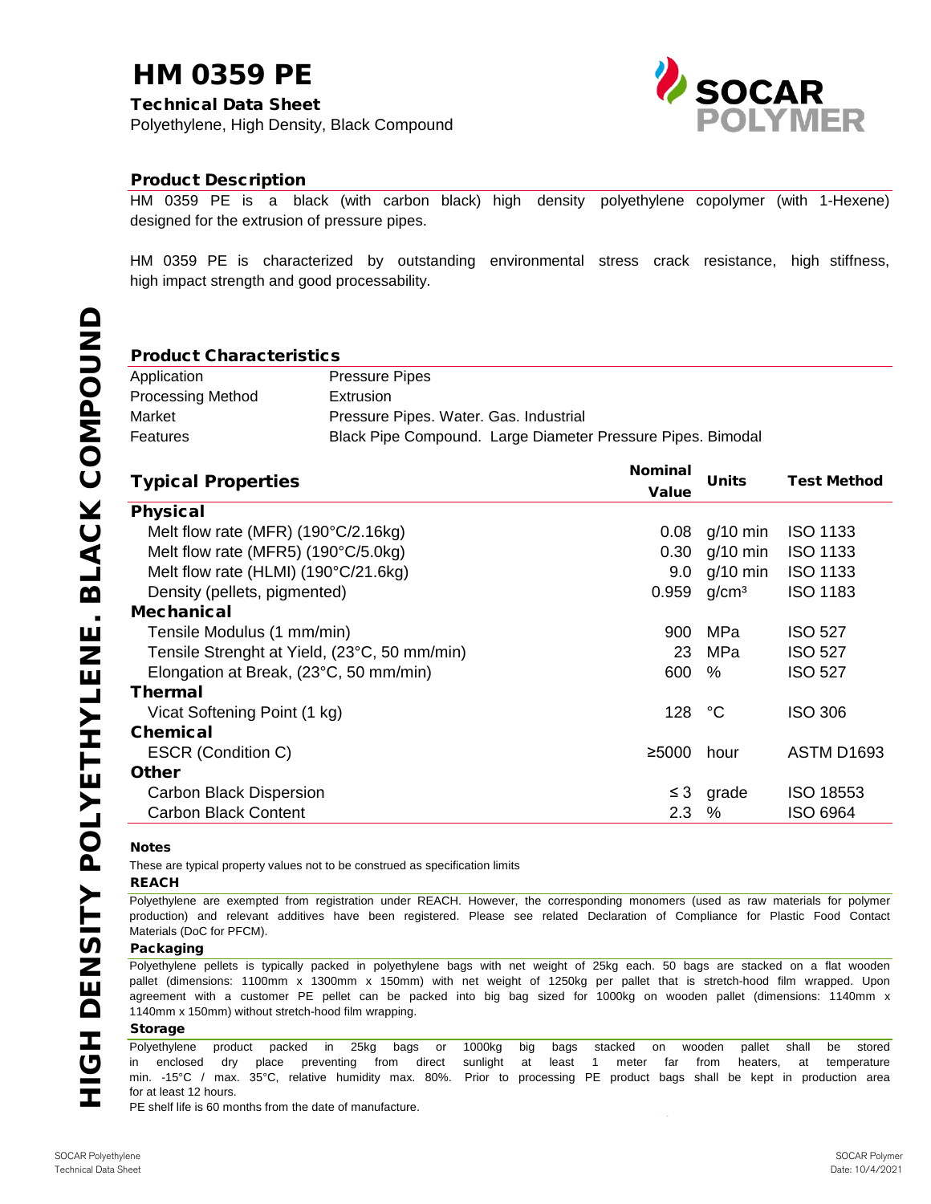# HM 0359 PE

**Technical Data Sheet**

Polyethylene, High Density, Black Compound

HIGH DENSITY POLYETHYLENE. BLACK COMPOUND

## Product Description

HM 0359 PE is a black (with carbon black) high density polyethylene copolymer (with 1-Hexene) designed for the extrusion of pressure pipes.

HM 0359 PE is characterized by outstanding environmental stress crack resistance, high stiffness, high impact strength and good processability.

## Product Characteristics

| | |
|---|---|
| Application | Pressure Pipes |
| Processing Method | Extrusion |
| Market | Pressure Pipes. Water. Gas. Industrial |
| Features | Black Pipe Compound. Large Diameter Pressure Pipes. Bimodal |

| Typical Properties | Nominal Value | Units | Test Method |
|---|---|---|---|
| **Physical** | | | |
| Melt flow rate (MFR) (190°C/2.16kg) | 0.08 | g/10 min | ISO 1133 |
| Melt flow rate (MFR5) (190°C/5.0kg) | 0.30 | g/10 min | ISO 1133 |
| Melt flow rate (HLMI) (190°C/21.6kg) | 9.0 | g/10 min | ISO 1133 |
| Density (pellets, pigmented) | 0.959 | g/cm³ | ISO 1183 |
| **Mechanical** | | | |
| Tensile Modulus (1 mm/min) | 900 | MPa | ISO 527 |
| Tensile Strenght at Yield, (23°C, 50 mm/min) | 23 | MPa | ISO 527 |
| Elongation at Break, (23°C, 50 mm/min) | 600 | % | ISO 527 |
| **Thermal** | | | |
| Vicat Softening Point (1 kg) | 128 | °C | ISO 306 |
| **Chemical** | | | |
| ESCR (Condition C) | ≥5000 | hour | ASTM D1693 |
| **Other** | | | |
| Carbon Black Dispersion | ≤ 3 | grade | ISO 18553 |
| Carbon Black Content | 2.3 | % | ISO 6964 |

### Notes

These are typical property values not to be construed as specification limits

### REACH

Polyethylene are exempted from registration under REACH. However, the corresponding monomers (used as raw materials for polymer production) and relevant additives have been registered. Please see related Declaration of Compliance for Plastic Food Contact Materials (DoC for PFCM).

### Packaging

Polyethylene pellets is typically packed in polyethylene bags with net weight of 25kg each. 50 bags are stacked on a flat wooden pallet (dimensions: 1100mm x 1300mm x 150mm) with net weight of 1250kg per pallet that is stretch-hood film wrapped. Upon agreement with a customer PE pellet can be packed into big bag sized for 1000kg on wooden pallet (dimensions: 1140mm x 1140mm x 150mm) without stretch-hood film wrapping.

### Storage

Polyethylene product packed in 25kg bags or 1000kg big bags stacked on wooden pallet shall be stored in enclosed dry place preventing from direct sunlight at least 1 meter far from heaters, at temperature min. -15°C / max. 35°C, relative humidity max. 80%. Prior to processing PE product bags shall be kept in production area for at least 12 hours.

PE shelf life is 60 months from the date of manufacture.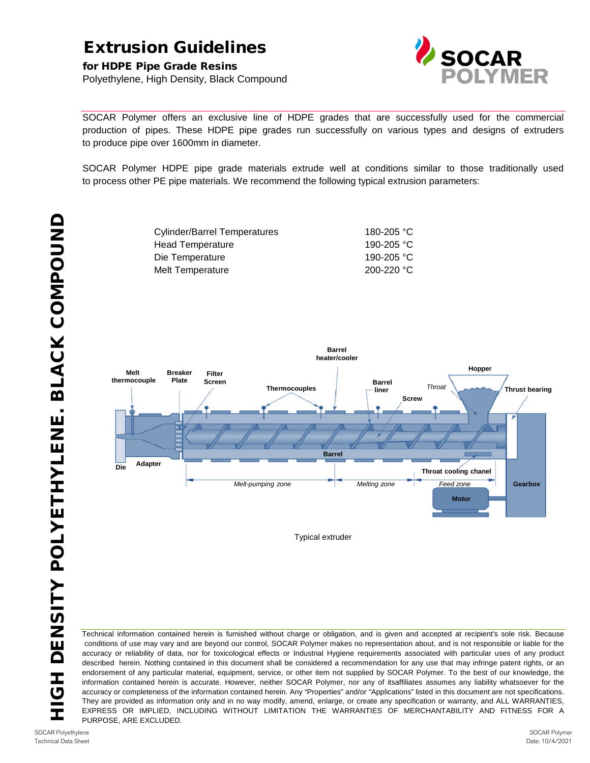# Extrusion Guidelines

**for HDPE Pipe Grade Resins**

Polyethylene, High Density, Black Compound

SOCAR POLYMER

SOCAR Polymer offers an exclusive line of HDPE grades that are successfully used for the commercial production of pipes. These HDPE pipe grades run successfully on various types and designs of extruders to produce pipe over 1600mm in diameter.

SOCAR Polymer HDPE pipe grade materials extrude well at conditions similar to those traditionally used to process other PE pipe materials. We recommend the following typical extrusion parameters:

| | |
|---|---|
| Cylinder/Barrel Temperatures | 180-205 °C |
| Head Temperature | 190-205 °C |
| Die Temperature | 190-205 °C |
| Melt Temperature | 200-220 °C |

Barrel heater/cooler
Melt thermocouple
Breaker Plate
Filter Screen
Thermocouples
Barrel liner
Throat
Hopper
Thrust bearing
Screw
Barrel
Die
Adapter
Throat cooling chanel
Melt-pumping zone
Melting zone
Feed zone
Gearbox
Motor

Typical extruder

HIGH DENSITY POLYETHYLENE. BLACK COMPOUND

Technical information contained herein is furnished without charge or obligation, and is given and accepted at recipient's sole risk. Because conditions of use may vary and are beyond our control, SOCAR Polymer makes no representation about, and is not responsible or liable for the accuracy or reliability of data, nor for toxicological effects or Industrial Hygiene requirements associated with particular uses of any product described herein. Nothing contained in this document shall be considered a recommendation for any use that may infringe patent rights, or an endorsement of any particular material, equipment, service, or other item not supplied by SOCAR Polymer. To the best of our knowledge, the information contained herein is accurate. However, neither SOCAR Polymer, nor any of itsaffiliates assumes any liability whatsoever for the accuracy or completeness of the information contained herein. Any "Properties" and/or "Applications" listed in this document are not specifications. They are provided as information only and in no way modify, amend, enlarge, or create any specification or warranty, and ALL WARRANTIES, EXPRESS OR IMPLIED, INCLUDING WITHOUT LIMITATION THE WARRANTIES OF MERCHANTABILITY AND FITNESS FOR A PURPOSE, ARE EXCLUDED.

SOCAR Polyethylene
Technical Data Sheet

SOCAR Polymer
Date: 10/4/2021